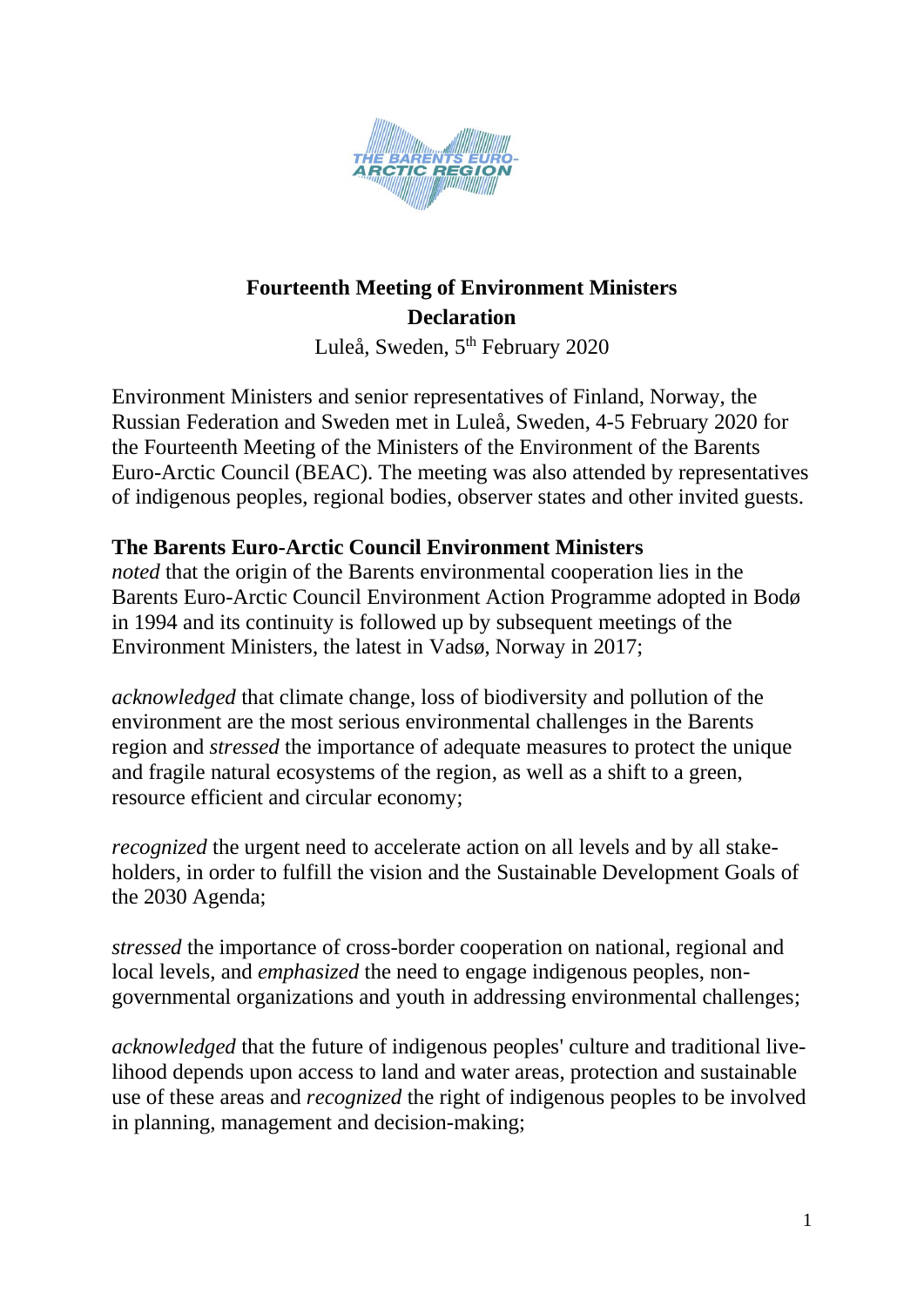# Fourteenth Meeting of Environment Ministers
## Declaration

Luleå, Sweden, 5th February 2020

Environment Ministers and senior representatives of Finland, Norway, the Russian Federation and Sweden met in Luleå, Sweden, 4-5 February 2020 for the Fourteenth Meeting of the Ministers of the Environment of the Barents Euro-Arctic Council (BEAC). The meeting was also attended by representatives of indigenous peoples, regional bodies, observer states and other invited guests.

**The Barents Euro-Arctic Council Environment Ministers**
*noted* that the origin of the Barents environmental cooperation lies in the Barents Euro-Arctic Council Environment Action Programme adopted in Bodø in 1994 and its continuity is followed up by subsequent meetings of the Environment Ministers, the latest in Vadsø, Norway in 2017;

*acknowledged* that climate change, loss of biodiversity and pollution of the environment are the most serious environmental challenges in the Barents region and *stressed* the importance of adequate measures to protect the unique and fragile natural ecosystems of the region, as well as a shift to a green, resource efficient and circular economy;

*recognized* the urgent need to accelerate action on all levels and by all stakeholders, in order to fulfill the vision and the Sustainable Development Goals of the 2030 Agenda;

*stressed* the importance of cross-border cooperation on national, regional and local levels, and *emphasized* the need to engage indigenous peoples, non-governmental organizations and youth in addressing environmental challenges;

*acknowledged* that the future of indigenous peoples' culture and traditional livelihood depends upon access to land and water areas, protection and sustainable use of these areas and *recognized* the right of indigenous peoples to be involved in planning, management and decision-making;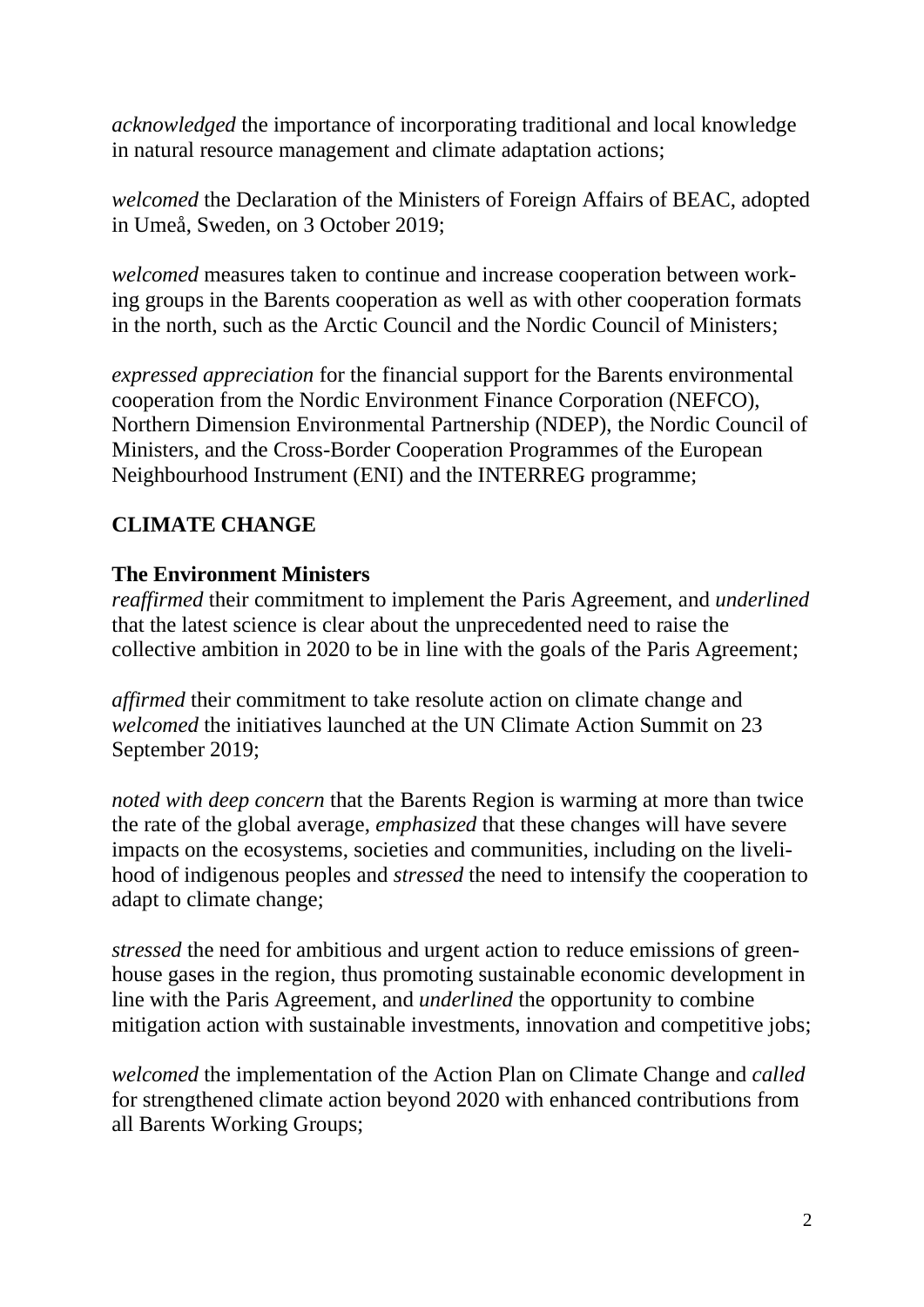*acknowledged* the importance of incorporating traditional and local knowledge in natural resource management and climate adaptation actions;

*welcomed* the Declaration of the Ministers of Foreign Affairs of BEAC, adopted in Umeå, Sweden, on 3 October 2019;

*welcomed* measures taken to continue and increase cooperation between working groups in the Barents cooperation as well as with other cooperation formats in the north, such as the Arctic Council and the Nordic Council of Ministers;

*expressed appreciation* for the financial support for the Barents environmental cooperation from the Nordic Environment Finance Corporation (NEFCO), Northern Dimension Environmental Partnership (NDEP), the Nordic Council of Ministers, and the Cross-Border Cooperation Programmes of the European Neighbourhood Instrument (ENI) and the INTERREG programme;

## CLIMATE CHANGE

**The Environment Ministers**
*reaffirmed* their commitment to implement the Paris Agreement, and *underlined* that the latest science is clear about the unprecedented need to raise the collective ambition in 2020 to be in line with the goals of the Paris Agreement;

*affirmed* their commitment to take resolute action on climate change and *welcomed* the initiatives launched at the UN Climate Action Summit on 23 September 2019;

*noted with deep concern* that the Barents Region is warming at more than twice the rate of the global average, *emphasized* that these changes will have severe impacts on the ecosystems, societies and communities, including on the livelihood of indigenous peoples and *stressed* the need to intensify the cooperation to adapt to climate change;

*stressed* the need for ambitious and urgent action to reduce emissions of greenhouse gases in the region, thus promoting sustainable economic development in line with the Paris Agreement, and *underlined* the opportunity to combine mitigation action with sustainable investments, innovation and competitive jobs;

*welcomed* the implementation of the Action Plan on Climate Change and *called* for strengthened climate action beyond 2020 with enhanced contributions from all Barents Working Groups;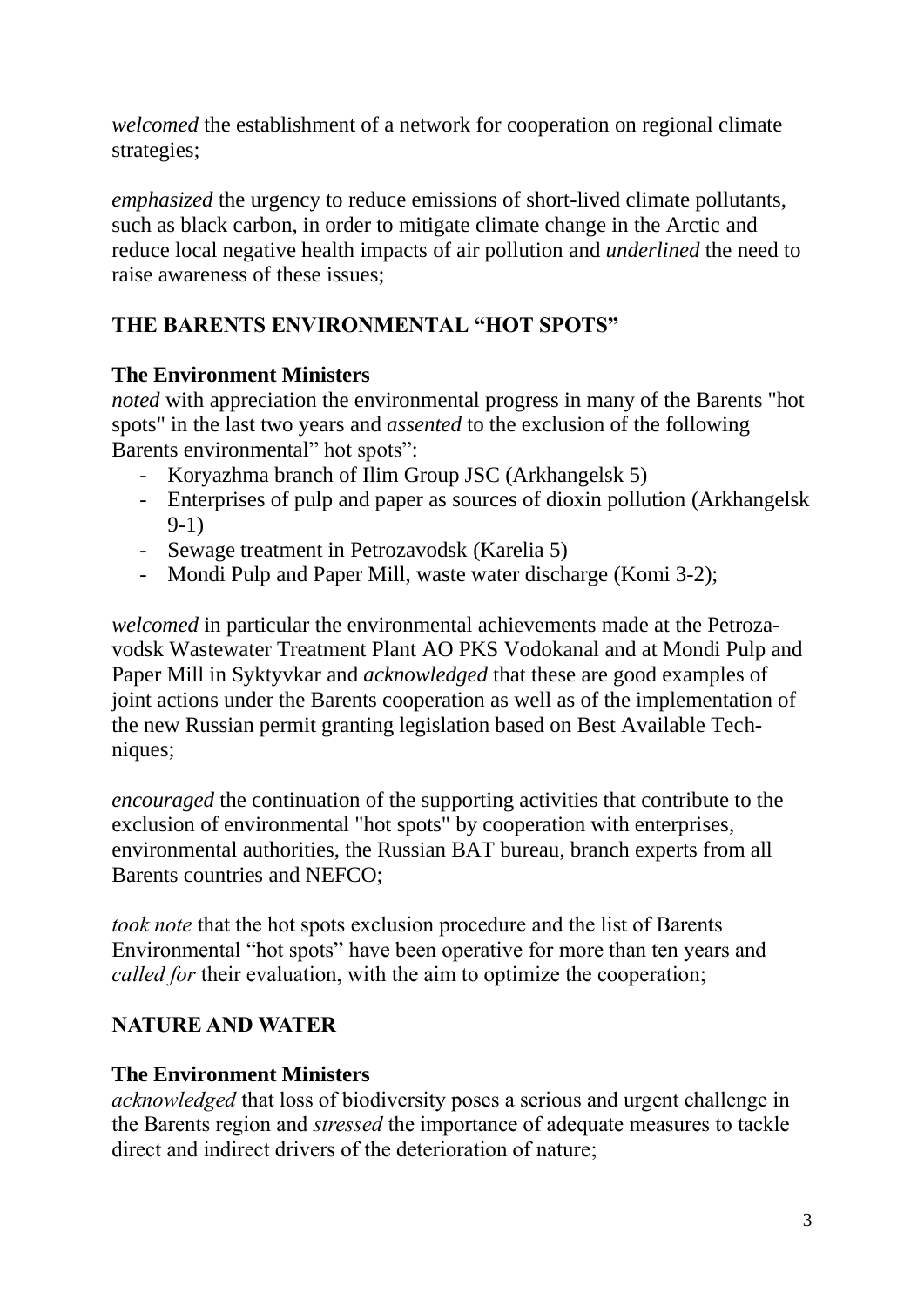*welcomed* the establishment of a network for cooperation on regional climate strategies;

*emphasized* the urgency to reduce emissions of short-lived climate pollutants, such as black carbon, in order to mitigate climate change in the Arctic and reduce local negative health impacts of air pollution and *underlined* the need to raise awareness of these issues;

## THE BARENTS ENVIRONMENTAL "HOT SPOTS"

**The Environment Ministers**
*noted* with appreciation the environmental progress in many of the Barents "hot spots" in the last two years and *assented* to the exclusion of the following Barents environmental" hot spots":

- Koryazhma branch of Ilim Group JSC (Arkhangelsk 5)
- Enterprises of pulp and paper as sources of dioxin pollution (Arkhangelsk 9-1)
- Sewage treatment in Petrozavodsk (Karelia 5)
- Mondi Pulp and Paper Mill, waste water discharge (Komi 3-2);

*welcomed* in particular the environmental achievements made at the Petrozavodsk Wastewater Treatment Plant AO PKS Vodokanal and at Mondi Pulp and Paper Mill in Syktyvkar and *acknowledged* that these are good examples of joint actions under the Barents cooperation as well as of the implementation of the new Russian permit granting legislation based on Best Available Techniques;

*encouraged* the continuation of the supporting activities that contribute to the exclusion of environmental "hot spots" by cooperation with enterprises, environmental authorities, the Russian BAT bureau, branch experts from all Barents countries and NEFCO;

*took note* that the hot spots exclusion procedure and the list of Barents Environmental "hot spots" have been operative for more than ten years and *called for* their evaluation, with the aim to optimize the cooperation;

## NATURE AND WATER

**The Environment Ministers**
*acknowledged* that loss of biodiversity poses a serious and urgent challenge in the Barents region and *stressed* the importance of adequate measures to tackle direct and indirect drivers of the deterioration of nature;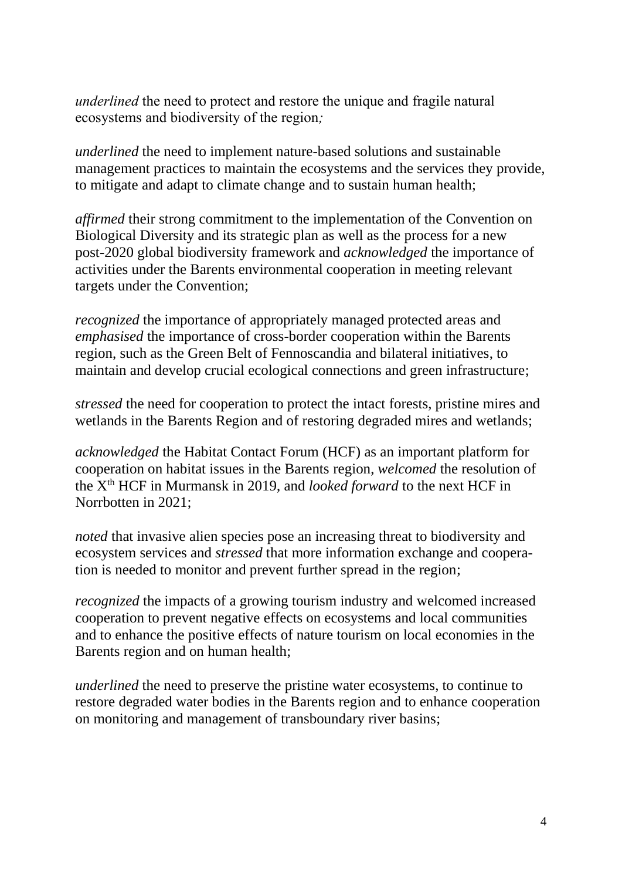*underlined* the need to protect and restore the unique and fragile natural ecosystems and biodiversity of the region*;*

*underlined* the need to implement nature-based solutions and sustainable management practices to maintain the ecosystems and the services they provide, to mitigate and adapt to climate change and to sustain human health;

*affirmed* their strong commitment to the implementation of the Convention on Biological Diversity and its strategic plan as well as the process for a new post-2020 global biodiversity framework and *acknowledged* the importance of activities under the Barents environmental cooperation in meeting relevant targets under the Convention;

*recognized* the importance of appropriately managed protected areas and *emphasised* the importance of cross-border cooperation within the Barents region, such as the Green Belt of Fennoscandia and bilateral initiatives, to maintain and develop crucial ecological connections and green infrastructure;

*stressed* the need for cooperation to protect the intact forests, pristine mires and wetlands in the Barents Region and of restoring degraded mires and wetlands;

*acknowledged* the Habitat Contact Forum (HCF) as an important platform for cooperation on habitat issues in the Barents region, *welcomed* the resolution of the X$^{th}$ HCF in Murmansk in 2019, and *looked forward* to the next HCF in Norrbotten in 2021;

*noted* that invasive alien species pose an increasing threat to biodiversity and ecosystem services and *stressed* that more information exchange and cooperation is needed to monitor and prevent further spread in the region;

*recognized* the impacts of a growing tourism industry and welcomed increased cooperation to prevent negative effects on ecosystems and local communities and to enhance the positive effects of nature tourism on local economies in the Barents region and on human health;

*underlined* the need to preserve the pristine water ecosystems, to continue to restore degraded water bodies in the Barents region and to enhance cooperation on monitoring and management of transboundary river basins;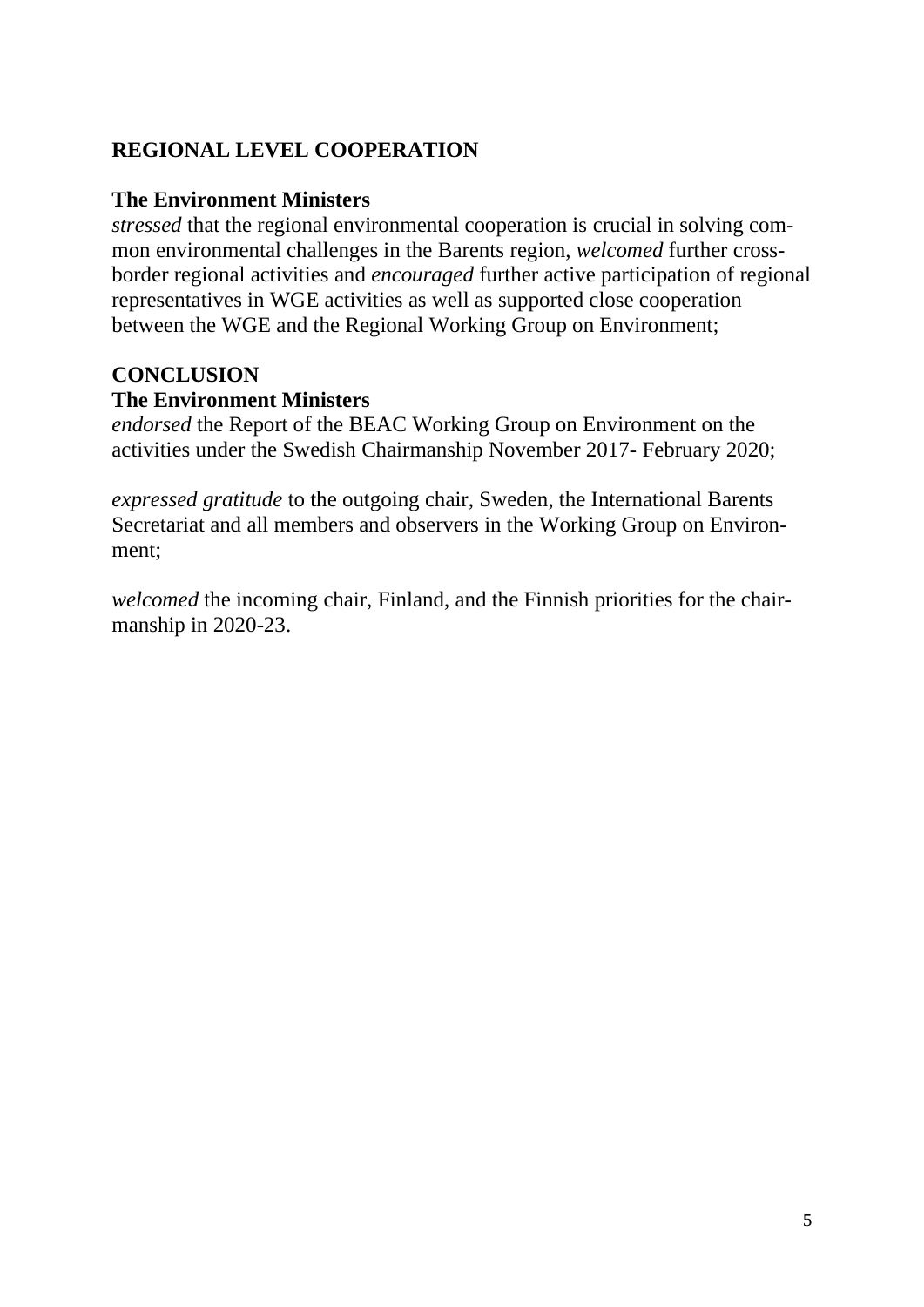## REGIONAL LEVEL COOPERATION

**The Environment Ministers**
*stressed* that the regional environmental cooperation is crucial in solving common environmental challenges in the Barents region, *welcomed* further cross-border regional activities and *encouraged* further active participation of regional representatives in WGE activities as well as supported close cooperation between the WGE and the Regional Working Group on Environment;

## CONCLUSION

**The Environment Ministers**
*endorsed* the Report of the BEAC Working Group on Environment on the activities under the Swedish Chairmanship November 2017- February 2020;

*expressed gratitude* to the outgoing chair, Sweden, the International Barents Secretariat and all members and observers in the Working Group on Environment;

*welcomed* the incoming chair, Finland, and the Finnish priorities for the chairmanship in 2020-23.